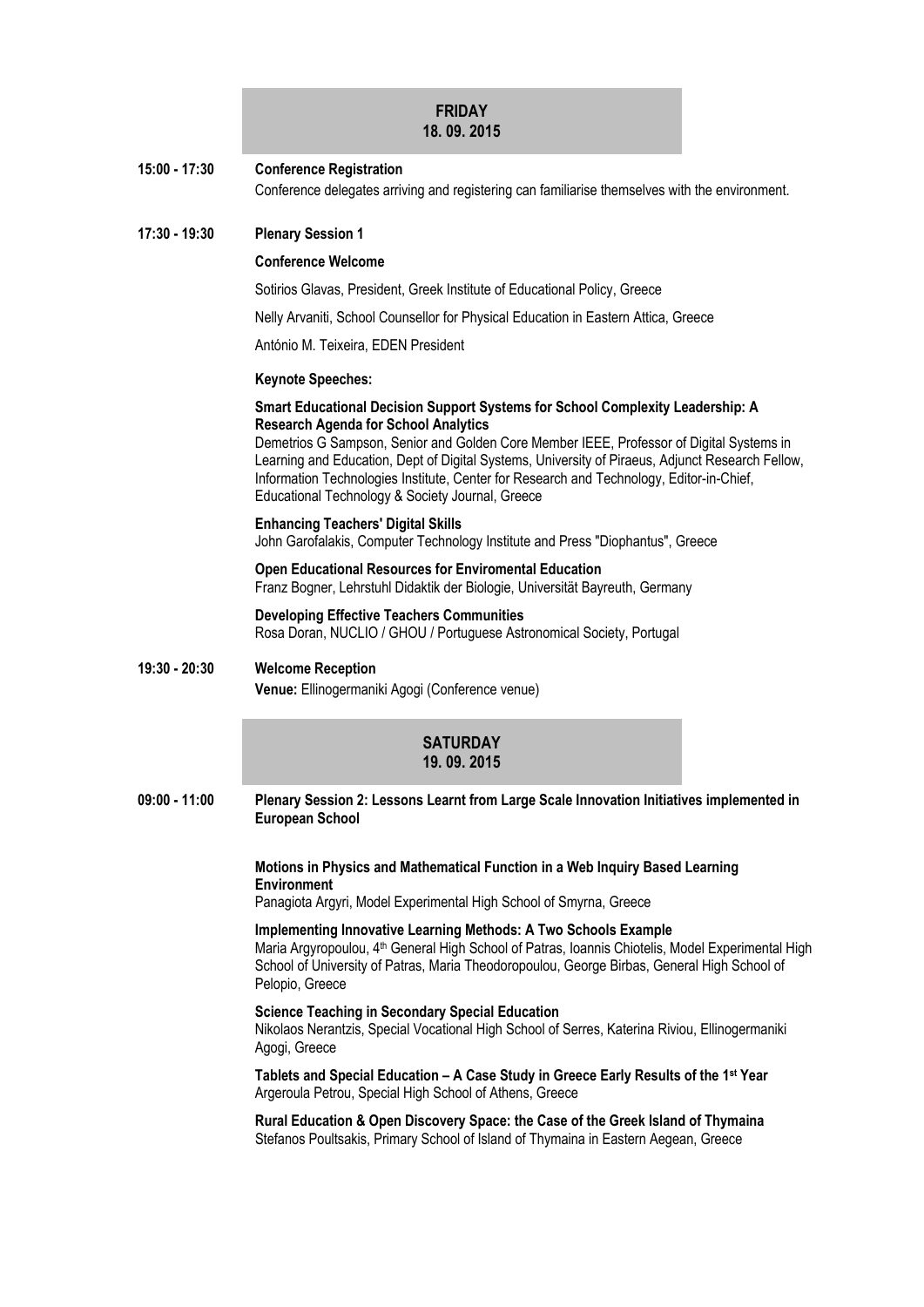## FRIDAY
## 18. 09. 2015

**15:00 - 17:30** **Conference Registration**

Conference delegates arriving and registering can familiarise themselves with the environment.

**17:30 - 19:30** **Plenary Session 1**

**Conference Welcome**

Sotirios Glavas, President, Greek Institute of Educational Policy, Greece

Nelly Arvaniti, School Counsellor for Physical Education in Eastern Attica, Greece

António M. Teixeira, EDEN President

**Keynote Speeches:**

**Smart Educational Decision Support Systems for School Complexity Leadership: A Research Agenda for School Analytics**
Demetrios G Sampson, Senior and Golden Core Member IEEE, Professor of Digital Systems in Learning and Education, Dept of Digital Systems, University of Piraeus, Adjunct Research Fellow, Information Technologies Institute, Center for Research and Technology, Editor-in-Chief, Educational Technology & Society Journal, Greece

**Enhancing Teachers' Digital Skills**
John Garofalakis, Computer Technology Institute and Press "Diophantus", Greece

**Open Educational Resources for Enviromental Education**
Franz Bogner, Lehrstuhl Didaktik der Biologie, Universität Bayreuth, Germany

**Developing Effective Teachers Communities**
Rosa Doran, NUCLIO / GHOU / Portuguese Astronomical Society, Portugal

**19:30 - 20:30** **Welcome Reception**

**Venue:** Ellinogermaniki Agogi (Conference venue)

## SATURDAY
## 19. 09. 2015

**09:00 - 11:00** **Plenary Session 2: Lessons Learnt from Large Scale Innovation Initiatives implemented in European School**

**Motions in Physics and Mathematical Function in a Web Inquiry Based Learning Environment**
Panagiota Argyri, Model Experimental High School of Smyrna, Greece

**Implementing Innovative Learning Methods: A Two Schools Example**
Maria Argyropoulou, 4th General High School of Patras, Ioannis Chiotelis, Model Experimental High School of University of Patras, Maria Theodoropoulou, George Birbas, General High School of Pelopio, Greece

**Science Teaching in Secondary Special Education**
Nikolaos Nerantzis, Special Vocational High School of Serres, Katerina Riviou, Ellinogermaniki Agogi, Greece

**Tablets and Special Education – A Case Study in Greece Early Results of the 1st Year**
Argeroula Petrou, Special High School of Athens, Greece

**Rural Education & Open Discovery Space: the Case of the Greek Island of Thymaina**
Stefanos Poultsakis, Primary School of Island of Thymaina in Eastern Aegean, Greece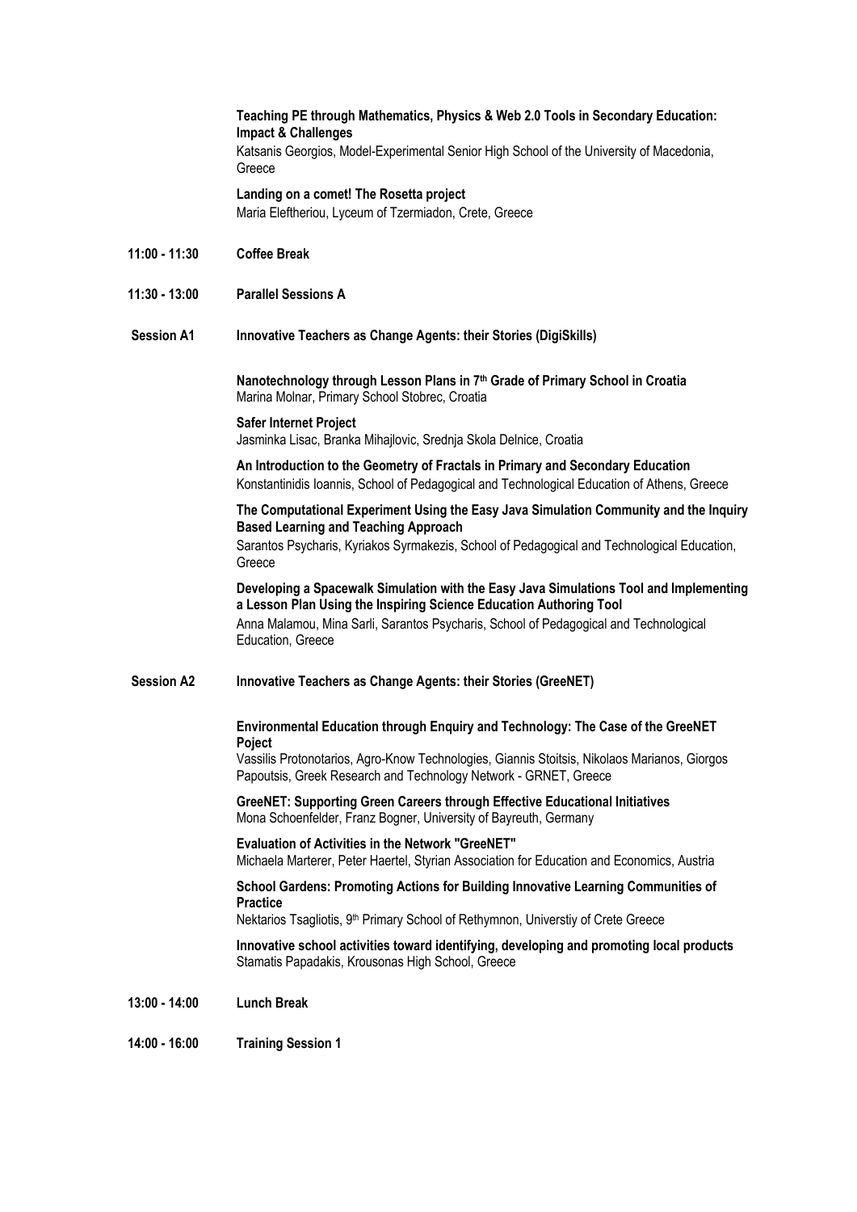**Teaching PE through Mathematics, Physics & Web 2.0 Tools in Secondary Education: Impact & Challenges**
Katsanis Georgios, Model-Experimental Senior High School of the University of Macedonia, Greece

**Landing on a comet! The Rosetta project**
Maria Eleftheriou, Lyceum of Tzermiadon, Crete, Greece

**11:00 - 11:30** **Coffee Break**

**11:30 - 13:00** **Parallel Sessions A**

**Session A1** **Innovative Teachers as Change Agents: their Stories (DigiSkills)**

**Nanotechnology through Lesson Plans in 7th Grade of Primary School in Croatia**
Marina Molnar, Primary School Stobrec, Croatia

**Safer Internet Project**
Jasminka Lisac, Branka Mihajlovic, Srednja Skola Delnice, Croatia

**An Introduction to the Geometry of Fractals in Primary and Secondary Education**
Konstantinidis Ioannis, School of Pedagogical and Technological Education of Athens, Greece

**The Computational Experiment Using the Easy Java Simulation Community and the Inquiry Based Learning and Teaching Approach**
Sarantos Psycharis, Kyriakos Syrmakezis, School of Pedagogical and Technological Education, Greece

**Developing a Spacewalk Simulation with the Easy Java Simulations Tool and Implementing a Lesson Plan Using the Inspiring Science Education Authoring Tool**
Anna Malamou, Mina Sarli, Sarantos Psycharis, School of Pedagogical and Technological Education, Greece

**Session A2** **Innovative Teachers as Change Agents: their Stories (GreeNET)**

**Environmental Education through Enquiry and Technology: The Case of the GreeNET Poject**
Vassilis Protonotarios, Agro-Know Technologies, Giannis Stoitsis, Nikolaos Marianos, Giorgos Papoutsis, Greek Research and Technology Network - GRNET, Greece

**GreeNET: Supporting Green Careers through Effective Educational Initiatives**
Mona Schoenfelder, Franz Bogner, University of Bayreuth, Germany

**Evaluation of Activities in the Network "GreeNET"**
Michaela Marterer, Peter Haertel, Styrian Association for Education and Economics, Austria

**School Gardens: Promoting Actions for Building Innovative Learning Communities of Practice**
Nektarios Tsagliotis, 9th Primary School of Rethymnon, Universtiy of Crete Greece

**Innovative school activities toward identifying, developing and promoting local products**
Stamatis Papadakis, Krousonas High School, Greece

**13:00 - 14:00** **Lunch Break**

**14:00 - 16:00** **Training Session 1**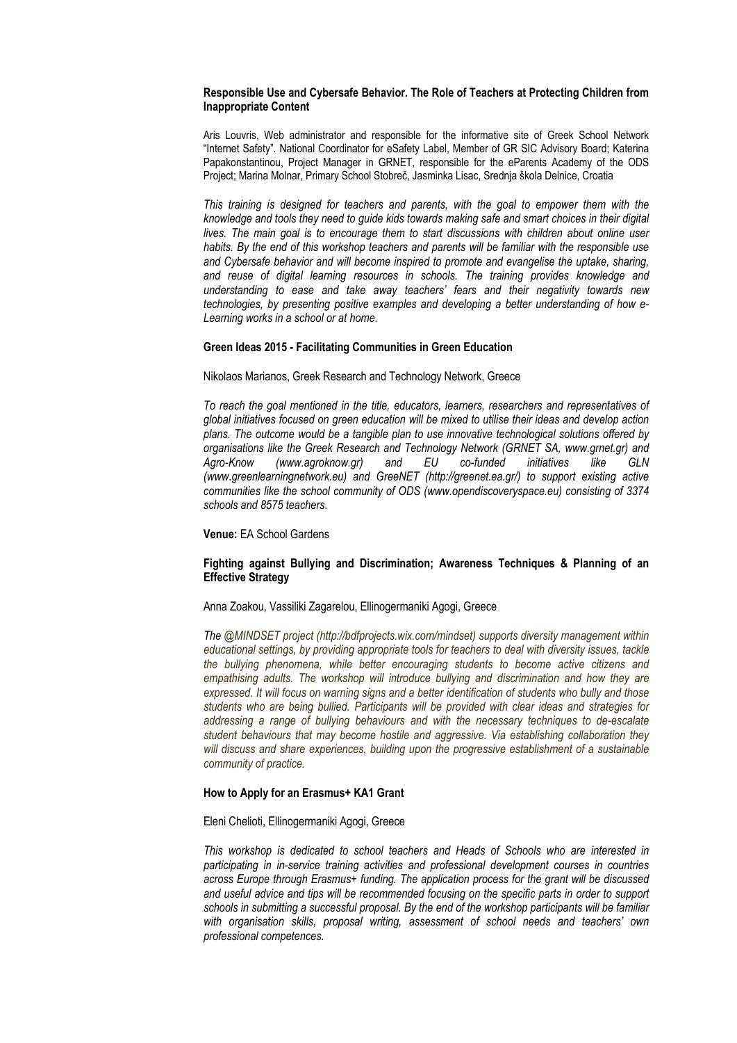**Responsible Use and Cybersafe Behavior. The Role of Teachers at Protecting Children from Inappropriate Content**

Aris Louvris, Web administrator and responsible for the informative site of Greek School Network "Internet Safety". National Coordinator for eSafety Label, Member of GR SIC Advisory Board; Katerina Papakonstantinou, Project Manager in GRNET, responsible for the eParents Academy of the ODS Project; Marina Molnar, Primary School Stobreč, Jasminka Lisac, Srednja škola Delnice, Croatia

*This training is designed for teachers and parents, with the goal to empower them with the knowledge and tools they need to guide kids towards making safe and smart choices in their digital lives. The main goal is to encourage them to start discussions with children about online user habits. By the end of this workshop teachers and parents will be familiar with the responsible use and Cybersafe behavior and will become inspired to promote and evangelise the uptake, sharing, and reuse of digital learning resources in schools. The training provides knowledge and understanding to ease and take away teachers' fears and their negativity towards new technologies, by presenting positive examples and developing a better understanding of how e-Learning works in a school or at home.*

**Green Ideas 2015 - Facilitating Communities in Green Education**

Nikolaos Marianos, Greek Research and Technology Network, Greece

*To reach the goal mentioned in the title, educators, learners, researchers and representatives of global initiatives focused on green education will be mixed to utilise their ideas and develop action plans. The outcome would be a tangible plan to use innovative technological solutions offered by organisations like the Greek Research and Technology Network (GRNET SA, www.grnet.gr) and Agro-Know (www.agroknow.gr) and EU co-funded initiatives like GLN (www.greenlearningnetwork.eu) and GreeNET (http://greenet.ea.gr/) to support existing active communities like the school community of ODS (www.opendiscoveryspace.eu) consisting of 3374 schools and 8575 teachers.*

**Venue:** EA School Gardens

**Fighting against Bullying and Discrimination; Awareness Techniques & Planning of an Effective Strategy**

Anna Zoakou, Vassiliki Zagarelou, Ellinogermaniki Agogi, Greece

*The @MINDSET project (http://bdfprojects.wix.com/mindset) supports diversity management within educational settings, by providing appropriate tools for teachers to deal with diversity issues, tackle the bullying phenomena, while better encouraging students to become active citizens and empathising adults. The workshop will introduce bullying and discrimination and how they are expressed. It will focus on warning signs and a better identification of students who bully and those students who are being bullied. Participants will be provided with clear ideas and strategies for addressing a range of bullying behaviours and with the necessary techniques to de-escalate student behaviours that may become hostile and aggressive. Via establishing collaboration they will discuss and share experiences, building upon the progressive establishment of a sustainable community of practice.*

**How to Apply for an Erasmus+ KA1 Grant**

Eleni Chelioti, Ellinogermaniki Agogi, Greece

*This workshop is dedicated to school teachers and Heads of Schools who are interested in participating in in-service training activities and professional development courses in countries across Europe through Erasmus+ funding. The application process for the grant will be discussed and useful advice and tips will be recommended focusing on the specific parts in order to support schools in submitting a successful proposal. By the end of the workshop participants will be familiar with organisation skills, proposal writing, assessment of school needs and teachers' own professional competences.*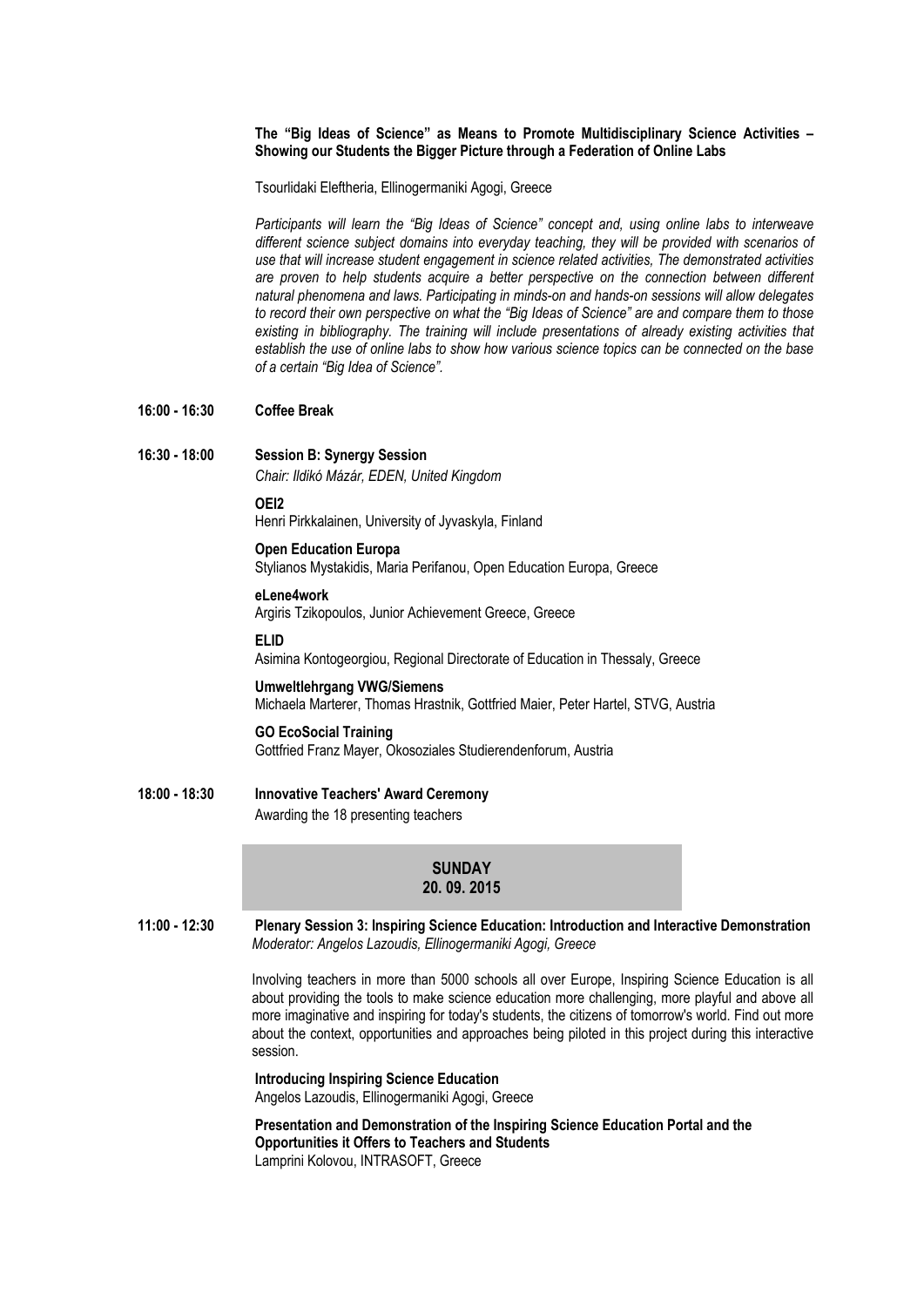**The "Big Ideas of Science" as Means to Promote Multidisciplinary Science Activities – Showing our Students the Bigger Picture through a Federation of Online Labs**

Tsourlidaki Eleftheria, Ellinogermaniki Agogi, Greece

*Participants will learn the "Big Ideas of Science" concept and, using online labs to interweave different science subject domains into everyday teaching, they will be provided with scenarios of use that will increase student engagement in science related activities, The demonstrated activities are proven to help students acquire a better perspective on the connection between different natural phenomena and laws. Participating in minds-on and hands-on sessions will allow delegates to record their own perspective on what the "Big Ideas of Science" are and compare them to those existing in bibliography. The training will include presentations of already existing activities that establish the use of online labs to show how various science topics can be connected on the base of a certain "Big Idea of Science".*

**16:00 - 16:30 Coffee Break**

**16:30 - 18:00 Session B: Synergy Session**

*Chair: Ildikó Mázár, EDEN, United Kingdom*

**OEI2**
Henri Pirkkalainen, University of Jyvaskyla, Finland

**Open Education Europa**
Stylianos Mystakidis, Maria Perifanou, Open Education Europa, Greece

**eLene4work**
Argiris Tzikopoulos, Junior Achievement Greece, Greece

**ELID**
Asimina Kontogeorgiou, Regional Directorate of Education in Thessaly, Greece

**Umweltlehrgang VWG/Siemens**
Michaela Marterer, Thomas Hrastnik, Gottfried Maier, Peter Hartel, STVG, Austria

**GO EcoSocial Training**
Gottfried Franz Mayer, Okosoziales Studierendenforum, Austria

**18:00 - 18:30 Innovative Teachers' Award Ceremony**

Awarding the 18 presenting teachers

## SUNDAY 20. 09. 2015

**11:00 - 12:30 Plenary Session 3: Inspiring Science Education: Introduction and Interactive Demonstration**

*Moderator: Angelos Lazoudis, Ellinogermaniki Agogi, Greece*

Involving teachers in more than 5000 schools all over Europe, Inspiring Science Education is all about providing the tools to make science education more challenging, more playful and above all more imaginative and inspiring for today's students, the citizens of tomorrow's world. Find out more about the context, opportunities and approaches being piloted in this project during this interactive session.

**Introducing Inspiring Science Education**
Angelos Lazoudis, Ellinogermaniki Agogi, Greece

**Presentation and Demonstration of the Inspiring Science Education Portal and the Opportunities it Offers to Teachers and Students**
Lamprini Kolovou, INTRASOFT, Greece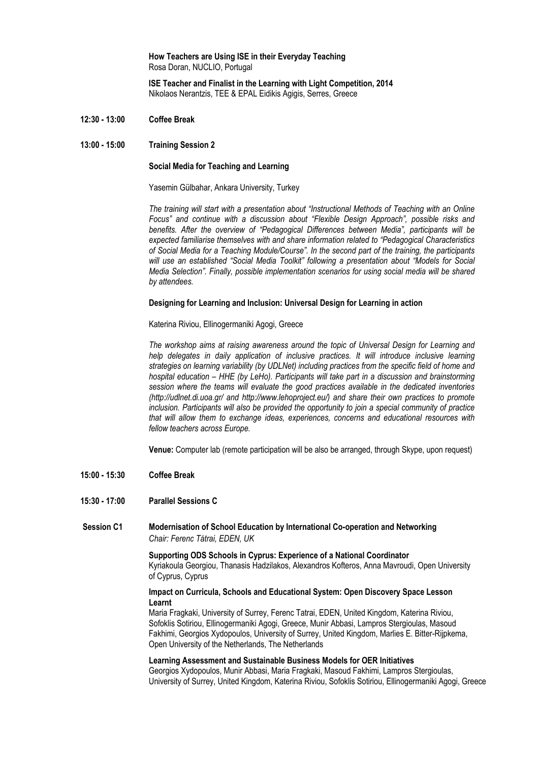**How Teachers are Using ISE in their Everyday Teaching**
Rosa Doran, NUCLIO, Portugal

**ISE Teacher and Finalist in the Learning with Light Competition, 2014**
Nikolaos Nerantzis, TEE & EPAL Eidikis Agigis, Serres, Greece

**12:30 - 13:00 Coffee Break**

**13:00 - 15:00 Training Session 2**

**Social Media for Teaching and Learning**

Yasemin Gülbahar, Ankara University, Turkey

*The training will start with a presentation about "Instructional Methods of Teaching with an Online Focus" and continue with a discussion about "Flexible Design Approach", possible risks and benefits. After the overview of "Pedagogical Differences between Media", participants will be expected familiarise themselves with and share information related to "Pedagogical Characteristics of Social Media for a Teaching Module/Course". In the second part of the training, the participants will use an established "Social Media Toolkit" following a presentation about "Models for Social Media Selection". Finally, possible implementation scenarios for using social media will be shared by attendees.*

**Designing for Learning and Inclusion: Universal Design for Learning in action**

Katerina Riviou, Ellinogermaniki Agogi, Greece

*The workshop aims at raising awareness around the topic of Universal Design for Learning and help delegates in daily application of inclusive practices. It will introduce inclusive learning strategies on learning variability (by UDLNet) including practices from the specific field of home and hospital education – HHE (by LeHo). Participants will take part in a discussion and brainstorming session where the teams will evaluate the good practices available in the dedicated inventories (http://udlnet.di.uoa.gr/ and http://www.lehoproject.eu/) and share their own practices to promote inclusion. Participants will also be provided the opportunity to join a special community of practice that will allow them to exchange ideas, experiences, concerns and educational resources with fellow teachers across Europe.*

**Venue:** Computer lab (remote participation will be also be arranged, through Skype, upon request)

**15:00 - 15:30 Coffee Break**

**15:30 - 17:00 Parallel Sessions C**

**Session C1 Modernisation of School Education by International Co-operation and Networking**
*Chair: Ferenc Tátrai, EDEN, UK*

**Supporting ODS Schools in Cyprus: Experience of a National Coordinator**
Kyriakoula Georgiou, Thanasis Hadzilakos, Alexandros Kofteros, Anna Mavroudi, Open University of Cyprus, Cyprus

**Impact on Curricula, Schools and Educational System: Open Discovery Space Lesson Learnt**
Maria Fragkaki, University of Surrey, Ferenc Tatrai, EDEN, United Kingdom, Katerina Riviou, Sofoklis Sotiriou, Ellinogermaniki Agogi, Greece, Munir Abbasi, Lampros Stergioulas, Masoud Fakhimi, Georgios Xydopoulos, University of Surrey, United Kingdom, Marlies E. Bitter-Rijpkema, Open University of the Netherlands, The Netherlands

**Learning Assessment and Sustainable Business Models for OER Initiatives**
Georgios Xydopoulos, Munir Abbasi, Maria Fragkaki, Masoud Fakhimi, Lampros Stergioulas, University of Surrey, United Kingdom, Katerina Riviou, Sofoklis Sotiriou, Ellinogermaniki Agogi, Greece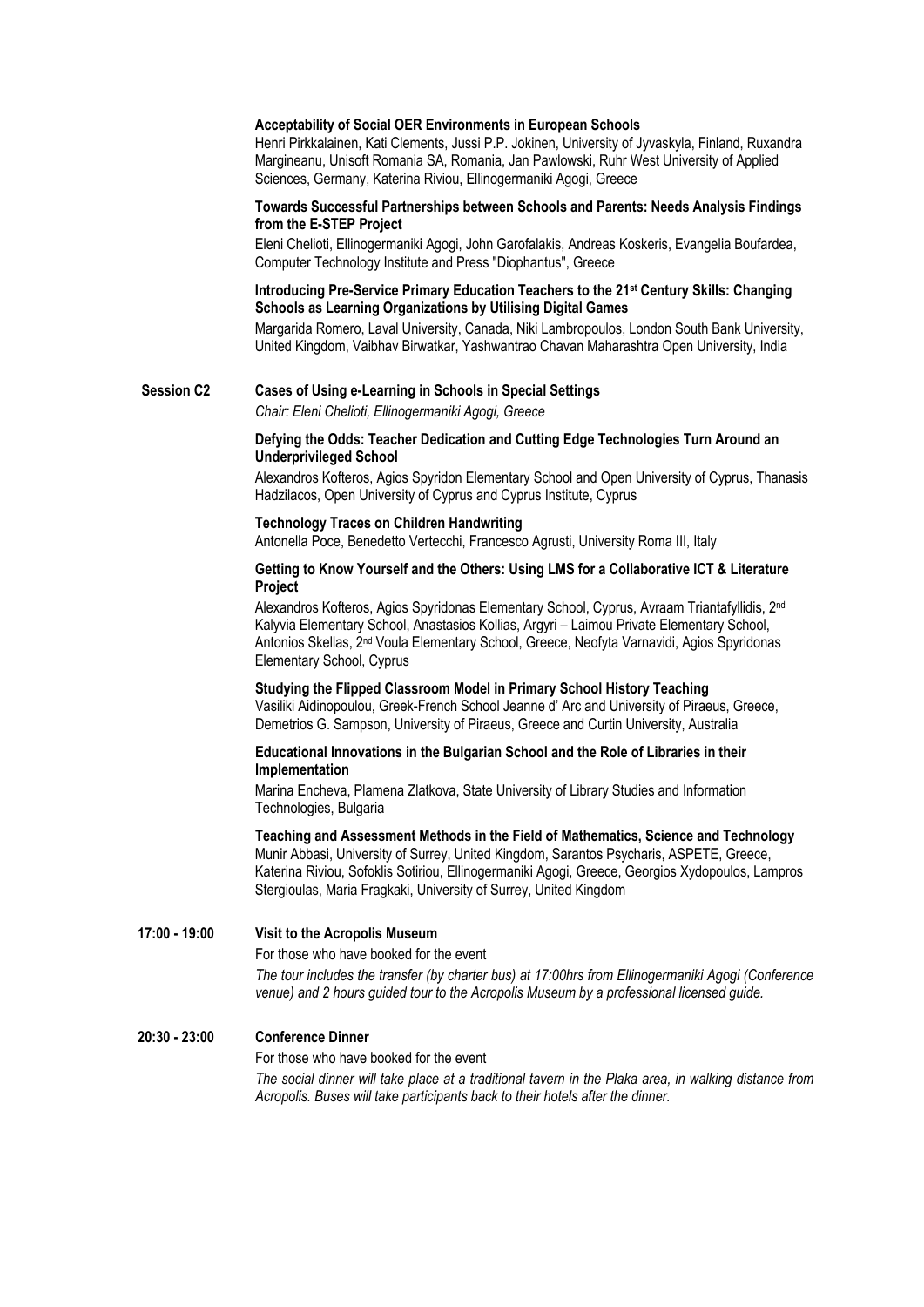**Acceptability of Social OER Environments in European Schools**
Henri Pirkkalainen, Kati Clements, Jussi P.P. Jokinen, University of Jyvaskyla, Finland, Ruxandra Margineanu, Unisoft Romania SA, Romania, Jan Pawlowski, Ruhr West University of Applied Sciences, Germany, Katerina Riviou, Ellinogermaniki Agogi, Greece

**Towards Successful Partnerships between Schools and Parents: Needs Analysis Findings from the E-STEP Project**
Eleni Chelioti, Ellinogermaniki Agogi, John Garofalakis, Andreas Koskeris, Evangelia Boufardea, Computer Technology Institute and Press "Diophantus", Greece

**Introducing Pre-Service Primary Education Teachers to the 21st Century Skills: Changing Schools as Learning Organizations by Utilising Digital Games**
Margarida Romero, Laval University, Canada, Niki Lambropoulos, London South Bank University, United Kingdom, Vaibhav Birwatkar, Yashwantrao Chavan Maharashtra Open University, India

**Session C2** **Cases of Using e-Learning in Schools in Special Settings**
*Chair: Eleni Chelioti, Ellinogermaniki Agogi, Greece*

**Defying the Odds: Teacher Dedication and Cutting Edge Technologies Turn Around an Underprivileged School**
Alexandros Kofteros, Agios Spyridon Elementary School and Open University of Cyprus, Thanasis Hadzilacos, Open University of Cyprus and Cyprus Institute, Cyprus

**Technology Traces on Children Handwriting**
Antonella Poce, Benedetto Vertecchi, Francesco Agrusti, University Roma III, Italy

**Getting to Know Yourself and the Others: Using LMS for a Collaborative ICT & Literature Project**
Alexandros Kofteros, Agios Spyridonas Elementary School, Cyprus, Avraam Triantafyllidis, 2nd Kalyvia Elementary School, Anastasios Kollias, Argyri – Laimou Private Elementary School, Antonios Skellas, 2nd Voula Elementary School, Greece, Neofyta Varnavidi, Agios Spyridonas Elementary School, Cyprus

**Studying the Flipped Classroom Model in Primary School History Teaching**
Vasiliki Aidinopoulou, Greek-French School Jeanne d' Arc and University of Piraeus, Greece, Demetrios G. Sampson, University of Piraeus, Greece and Curtin University, Australia

**Educational Innovations in the Bulgarian School and the Role of Libraries in their Implementation**
Marina Encheva, Plamena Zlatkova, State University of Library Studies and Information Technologies, Bulgaria

**Teaching and Assessment Methods in the Field of Mathematics, Science and Technology**
Munir Abbasi, University of Surrey, United Kingdom, Sarantos Psycharis, ASPETE, Greece, Katerina Riviou, Sofoklis Sotiriou, Ellinogermaniki Agogi, Greece, Georgios Xydopoulos, Lampros Stergioulas, Maria Fragkaki, University of Surrey, United Kingdom

**17:00 - 19:00** **Visit to the Acropolis Museum**
For those who have booked for the event
*The tour includes the transfer (by charter bus) at 17:00hrs from Ellinogermaniki Agogi (Conference venue) and 2 hours guided tour to the Acropolis Museum by a professional licensed guide.*

**20:30 - 23:00** **Conference Dinner**
For those who have booked for the event
*The social dinner will take place at a traditional tavern in the Plaka area, in walking distance from Acropolis. Buses will take participants back to their hotels after the dinner.*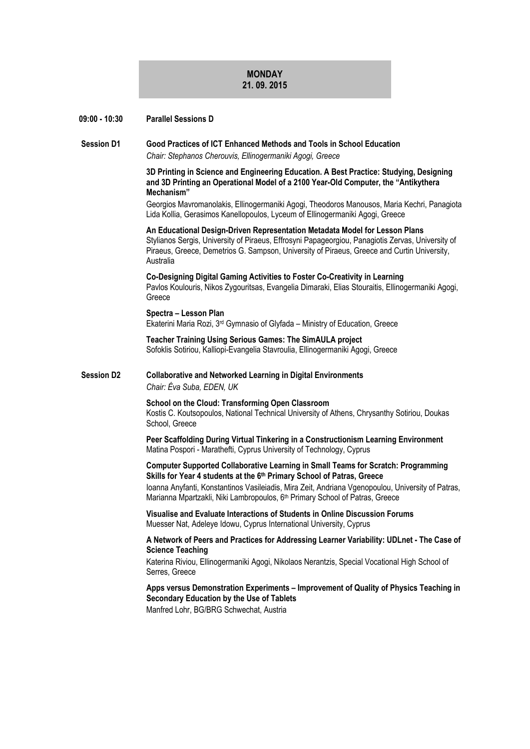## MONDAY
## 21. 09. 2015

**09:00 - 10:30** **Parallel Sessions D**

**Session D1** **Good Practices of ICT Enhanced Methods and Tools in School Education**
*Chair: Stephanos Cherouvis, Ellinogermaniki Agogi, Greece*

**3D Printing in Science and Engineering Education. A Best Practice: Studying, Designing and 3D Printing an Operational Model of a 2100 Year-Old Computer, the "Antikythera Mechanism"**
Georgios Mavromanolakis, Ellinogermaniki Agogi, Theodoros Manousos, Maria Kechri, Panagiota Lida Kollia, Gerasimos Kanellopoulos, Lyceum of Ellinogermaniki Agogi, Greece

**An Educational Design-Driven Representation Metadata Model for Lesson Plans**
Stylianos Sergis, University of Piraeus, Effrosyni Papageorgiou, Panagiotis Zervas, University of Piraeus, Greece, Demetrios G. Sampson, University of Piraeus, Greece and Curtin University, Australia

**Co-Designing Digital Gaming Activities to Foster Co-Creativity in Learning**
Pavlos Koulouris, Nikos Zygouritsas, Evangelia Dimaraki, Elias Stouraitis, Ellinogermaniki Agogi, Greece

**Spectra – Lesson Plan**
Ekaterini Maria Rozi, 3rd Gymnasio of Glyfada – Ministry of Education, Greece

**Teacher Training Using Serious Games: The SimAULA project**
Sofoklis Sotiriou, Kalliopi-Evangelia Stavroulia, Ellinogermaniki Agogi, Greece

**Session D2** **Collaborative and Networked Learning in Digital Environments**
*Chair: Éva Suba, EDEN, UK*

**School on the Cloud: Transforming Open Classroom**
Kostis C. Koutsopoulos, National Technical University of Athens, Chrysanthy Sotiriou, Doukas School, Greece

**Peer Scaffolding During Virtual Tinkering in a Constructionism Learning Environment**
Matina Pospori - Marathefti, Cyprus University of Technology, Cyprus

**Computer Supported Collaborative Learning in Small Teams for Scratch: Programming Skills for Year 4 students at the 6th Primary School of Patras, Greece**
Ioanna Anyfanti, Konstantinos Vasileiadis, Mira Zeit, Andriana Vgenopoulou, University of Patras, Marianna Mpartzakli, Niki Lambropoulos, 6th Primary School of Patras, Greece

**Visualise and Evaluate Interactions of Students in Online Discussion Forums**
Muesser Nat, Adeleye Idowu, Cyprus International University, Cyprus

**A Network of Peers and Practices for Addressing Learner Variability: UDLnet - The Case of Science Teaching**
Katerina Riviou, Ellinogermaniki Agogi, Nikolaos Nerantzis, Special Vocational High School of Serres, Greece

**Apps versus Demonstration Experiments – Improvement of Quality of Physics Teaching in Secondary Education by the Use of Tablets**
Manfred Lohr, BG/BRG Schwechat, Austria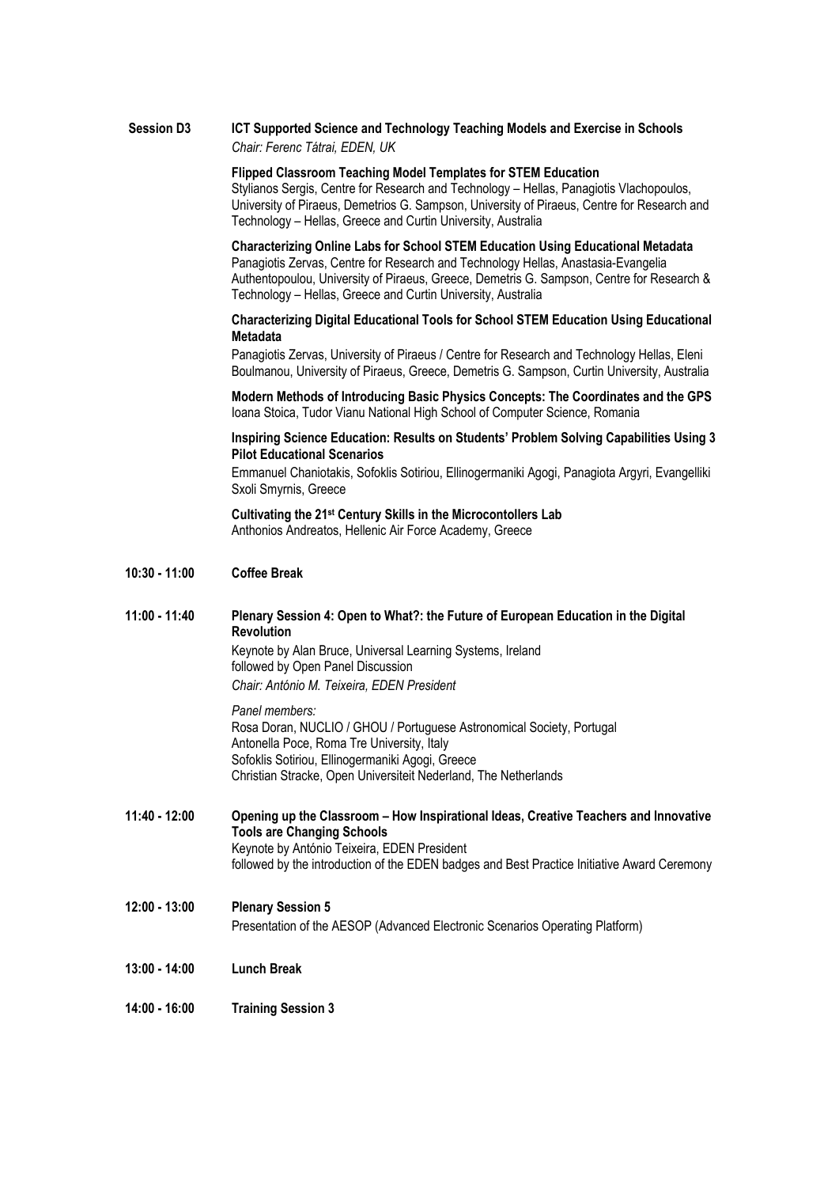**Session D3** **ICT Supported Science and Technology Teaching Models and Exercise in Schools**
*Chair: Ferenc Tátrai, EDEN, UK*

**Flipped Classroom Teaching Model Templates for STEM Education**
Stylianos Sergis, Centre for Research and Technology – Hellas, Panagiotis Vlachopoulos, University of Piraeus, Demetrios G. Sampson, University of Piraeus, Centre for Research and Technology – Hellas, Greece and Curtin University, Australia

**Characterizing Online Labs for School STEM Education Using Educational Metadata**
Panagiotis Zervas, Centre for Research and Technology Hellas, Anastasia-Evangelia Authentopoulou, University of Piraeus, Greece, Demetris G. Sampson, Centre for Research & Technology – Hellas, Greece and Curtin University, Australia

**Characterizing Digital Educational Tools for School STEM Education Using Educational Metadata**
Panagiotis Zervas, University of Piraeus / Centre for Research and Technology Hellas, Eleni Boulmanou, University of Piraeus, Greece, Demetris G. Sampson, Curtin University, Australia

**Modern Methods of Introducing Basic Physics Concepts: The Coordinates and the GPS**
Ioana Stoica, Tudor Vianu National High School of Computer Science, Romania

**Inspiring Science Education: Results on Students' Problem Solving Capabilities Using 3 Pilot Educational Scenarios**
Emmanuel Chaniotakis, Sofoklis Sotiriou, Ellinogermaniki Agogi, Panagiota Argyri, Evangelliki Sxoli Smyrnis, Greece

**Cultivating the 21st Century Skills in the Microcontollers Lab**
Anthonios Andreatos, Hellenic Air Force Academy, Greece

**10:30 - 11:00** **Coffee Break**

**11:00 - 11:40** **Plenary Session 4: Open to What?: the Future of European Education in the Digital Revolution**
Keynote by Alan Bruce, Universal Learning Systems, Ireland
followed by Open Panel Discussion
*Chair: António M. Teixeira, EDEN President*

*Panel members:*
Rosa Doran, NUCLIO / GHOU / Portuguese Astronomical Society, Portugal
Antonella Poce, Roma Tre University, Italy
Sofoklis Sotiriou, Ellinogermaniki Agogi, Greece
Christian Stracke, Open Universiteit Nederland, The Netherlands

**11:40 - 12:00** **Opening up the Classroom – How Inspirational Ideas, Creative Teachers and Innovative Tools are Changing Schools**
Keynote by António Teixeira, EDEN President
followed by the introduction of the EDEN badges and Best Practice Initiative Award Ceremony

**12:00 - 13:00** **Plenary Session 5**
Presentation of the AESOP (Advanced Electronic Scenarios Operating Platform)

**13:00 - 14:00** **Lunch Break**

**14:00 - 16:00** **Training Session 3**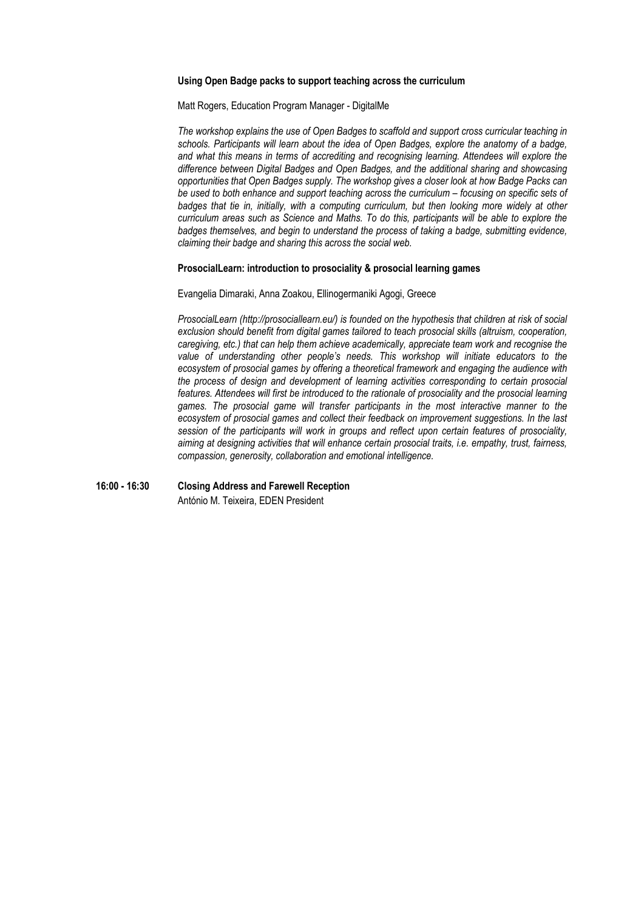**Using Open Badge packs to support teaching across the curriculum**

Matt Rogers, Education Program Manager - DigitalMe

*The workshop explains the use of Open Badges to scaffold and support cross curricular teaching in schools. Participants will learn about the idea of Open Badges, explore the anatomy of a badge, and what this means in terms of accrediting and recognising learning. Attendees will explore the difference between Digital Badges and Open Badges, and the additional sharing and showcasing opportunities that Open Badges supply. The workshop gives a closer look at how Badge Packs can be used to both enhance and support teaching across the curriculum – focusing on specific sets of badges that tie in, initially, with a computing curriculum, but then looking more widely at other curriculum areas such as Science and Maths. To do this, participants will be able to explore the badges themselves, and begin to understand the process of taking a badge, submitting evidence, claiming their badge and sharing this across the social web.*

**ProsocialLearn: introduction to prosociality & prosocial learning games**

Evangelia Dimaraki, Anna Zoakou, Ellinogermaniki Agogi, Greece

*ProsocialLearn (http://prosociallearn.eu/) is founded on the hypothesis that children at risk of social exclusion should benefit from digital games tailored to teach prosocial skills (altruism, cooperation, caregiving, etc.) that can help them achieve academically, appreciate team work and recognise the value of understanding other people's needs. This workshop will initiate educators to the ecosystem of prosocial games by offering a theoretical framework and engaging the audience with the process of design and development of learning activities corresponding to certain prosocial features. Attendees will first be introduced to the rationale of prosociality and the prosocial learning games. The prosocial game will transfer participants in the most interactive manner to the ecosystem of prosocial games and collect their feedback on improvement suggestions. In the last session of the participants will work in groups and reflect upon certain features of prosociality, aiming at designing activities that will enhance certain prosocial traits, i.e. empathy, trust, fairness, compassion, generosity, collaboration and emotional intelligence.*

**16:00 - 16:30 Closing Address and Farewell Reception**

António M. Teixeira, EDEN President